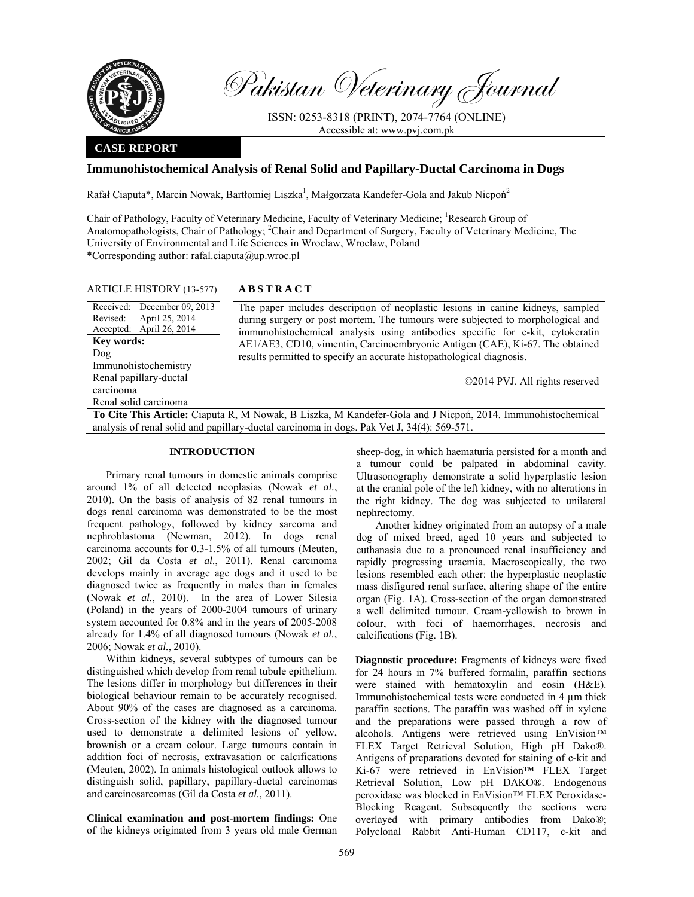**CASE REPORT**

# Immunohistochemical Analysis of Renal Solid and Papillary-Ductal Carcinoma in Dogs

Rafał Ciaputa*, Marcin Nowak, Bartłomiej Liszka[1], Małgorzata Kandefer-Gola and Jakub Nicpoń[2]

Chair of Pathology, Faculty of Veterinary Medicine, Faculty of Veterinary Medicine; [1]Research Group of Anatomopathologists, Chair of Pathology; [2]Chair and Department of Surgery, Faculty of Veterinary Medicine, The University of Environmental and Life Sciences in Wroclaw, Wroclaw, Poland

*Corresponding author: rafal.ciaputa@up.wroc.pl

**ARTICLE HISTORY** (13-577)

Received: December 09, 2013
Revised: April 25, 2014
Accepted: April 26, 2014

**Key words:**
Dog
Immunohistochemistry
Renal papillary-ductal carcinoma
Renal solid carcinoma

**ABSTRACT**

The paper includes description of neoplastic lesions in canine kidneys, sampled during surgery or post mortem. The tumours were subjected to morphological and immunohistochemical analysis using antibodies specific for c-kit, cytokeratin AE1/AE3, CD10, vimentin, Carcinoembryonic Antigen (CAE), Ki-67. The obtained results permitted to specify an accurate histopathological diagnosis.

©2014 PVJ. All rights reserved

**To Cite This Article:** Ciaputa R, M Nowak, B Liszka, M Kandefer-Gola and J Nicpoń, 2014. Immunohistochemical analysis of renal solid and papillary-ductal carcinoma in dogs. Pak Vet J, 34(4): 569-571.

## INTRODUCTION

Primary renal tumours in domestic animals comprise around 1% of all detected neoplasias (Nowak *et al.*, 2010). On the basis of analysis of 82 renal tumours in dogs renal carcinoma was demonstrated to be the most frequent pathology, followed by kidney sarcoma and nephroblastoma (Newman, 2012). In dogs renal carcinoma accounts for 0.3-1.5% of all tumours (Meuten, 2002; Gil da Costa *et al.*, 2011). Renal carcinoma develops mainly in average age dogs and it used to be diagnosed twice as frequently in males than in females (Nowak *et al.*, 2010). In the area of Lower Silesia (Poland) in the years of 2000-2004 tumours of urinary system accounted for 0.8% and in the years of 2005-2008 already for 1.4% of all diagnosed tumours (Nowak *et al.*, 2006; Nowak *et al.*, 2010).

Within kidneys, several subtypes of tumours can be distinguished which develop from renal tubule epithelium. The lesions differ in morphology but differences in their biological behaviour remain to be accurately recognised. About 90% of the cases are diagnosed as a carcinoma. Cross-section of the kidney with the diagnosed tumour used to demonstrate a delimited lesions of yellow, brownish or a cream colour. Large tumours contain in addition foci of necrosis, extravasation or calcifications (Meuten, 2002). In animals histological outlook allows to distinguish solid, papillary, papillary-ductal carcinomas and carcinosarcomas (Gil da Costa *et al.*, 2011).

**Clinical examination and post-mortem findings:** One of the kidneys originated from 3 years old male German sheep-dog, in which haematuria persisted for a month and a tumour could be palpated in abdominal cavity. Ultrasonography demonstrate a solid hyperplastic lesion at the cranial pole of the left kidney, with no alterations in the right kidney. The dog was subjected to unilateral nephrectomy.

Another kidney originated from an autopsy of a male dog of mixed breed, aged 10 years and subjected to euthanasia due to a pronounced renal insufficiency and rapidly progressing uraemia. Macroscopically, the two lesions resembled each other: the hyperplastic neoplastic mass disfigured renal surface, altering shape of the entire organ (Fig. 1A). Cross-section of the organ demonstrated a well delimited tumour. Cream-yellowish to brown in colour, with foci of haemorrhages, necrosis and calcifications (Fig. 1B).

**Diagnostic procedure:** Fragments of kidneys were fixed for 24 hours in 7% buffered formalin, paraffin sections were stained with hematoxylin and eosin (H&E). Immunohistochemical tests were conducted in 4 µm thick paraffin sections. The paraffin was washed off in xylene and the preparations were passed through a row of alcohols. Antigens were retrieved using EnVision™ FLEX Target Retrieval Solution, High pH Dako®. Antigens of preparations devoted for staining of c-kit and Ki-67 were retrieved in EnVision™ FLEX Target Retrieval Solution, Low pH DAKO®. Endogenous peroxidase was blocked in EnVision™ FLEX Peroxidase-Blocking Reagent. Subsequently the sections were overlayed with primary antibodies from Dako®; Polyclonal Rabbit Anti-Human CD117, c-kit and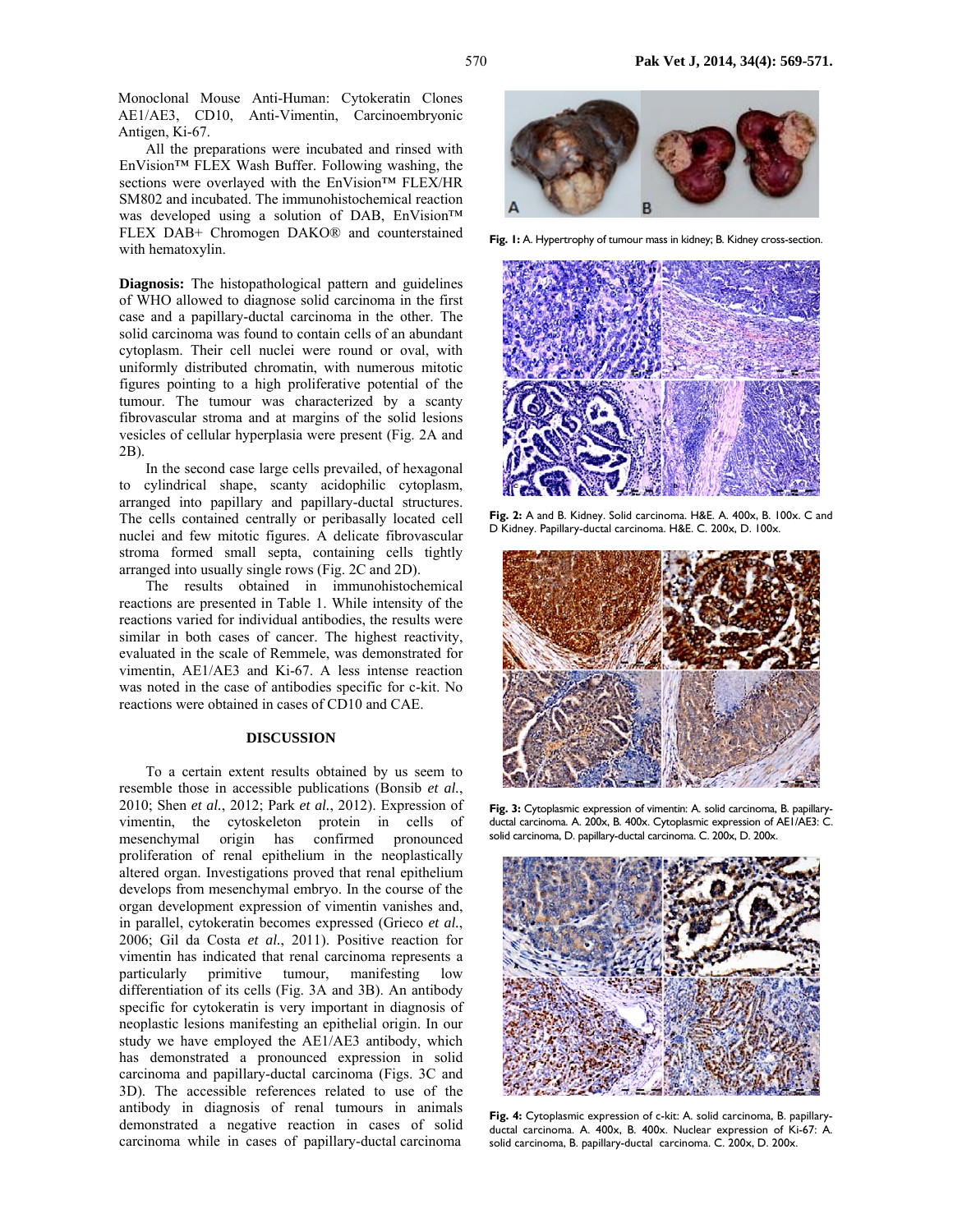Monoclonal Mouse Anti-Human: Cytokeratin Clones AE1/AE3, CD10, Anti-Vimentin, Carcinoembryonic Antigen, Ki-67.

All the preparations were incubated and rinsed with EnVision™ FLEX Wash Buffer. Following washing, the sections were overlayed with the EnVision™ FLEX/HR SM802 and incubated. The immunohistochemical reaction was developed using a solution of DAB, EnVision™ FLEX DAB+ Chromogen DAKO® and counterstained with hematoxylin.

**Diagnosis:** The histopathological pattern and guidelines of WHO allowed to diagnose solid carcinoma in the first case and a papillary-ductal carcinoma in the other. The solid carcinoma was found to contain cells of an abundant cytoplasm. Their cell nuclei were round or oval, with uniformly distributed chromatin, with numerous mitotic figures pointing to a high proliferative potential of the tumour. The tumour was characterized by a scanty fibrovascular stroma and at margins of the solid lesions vesicles of cellular hyperplasia were present (Fig. 2A and 2B).

In the second case large cells prevailed, of hexagonal to cylindrical shape, scanty acidophilic cytoplasm, arranged into papillary and papillary-ductal structures. The cells contained centrally or peribasally located cell nuclei and few mitotic figures. A delicate fibrovascular stroma formed small septa, containing cells tightly arranged into usually single rows (Fig. 2C and 2D).

The results obtained in immunohistochemical reactions are presented in Table 1. While intensity of the reactions varied for individual antibodies, the results were similar in both cases of cancer. The highest reactivity, evaluated in the scale of Remmele, was demonstrated for vimentin, AE1/AE3 and Ki-67. A less intense reaction was noted in the case of antibodies specific for c-kit. No reactions were obtained in cases of CD10 and CAE.

## DISCUSSION

To a certain extent results obtained by us seem to resemble those in accessible publications (Bonsib *et al.*, 2010; Shen *et al.*, 2012; Park *et al.*, 2012). Expression of vimentin, the cytoskeleton protein in cells of mesenchymal origin has confirmed pronounced proliferation of renal epithelium in the neoplastically altered organ. Investigations proved that renal epithelium develops from mesenchymal embryo. In the course of the organ development expression of vimentin vanishes and, in parallel, cytokeratin becomes expressed (Grieco *et al.*, 2006; Gil da Costa *et al.*, 2011). Positive reaction for vimentin has indicated that renal carcinoma represents a particularly primitive tumour, manifesting low differentiation of its cells (Fig. 3A and 3B). An antibody specific for cytokeratin is very important in diagnosis of neoplastic lesions manifesting an epithelial origin. In our study we have employed the AE1/AE3 antibody, which has demonstrated a pronounced expression in solid carcinoma and papillary-ductal carcinoma (Figs. 3C and 3D). The accessible references related to use of the antibody in diagnosis of renal tumours in animals demonstrated a negative reaction in cases of solid carcinoma while in cases of papillary-ductal carcinoma

**Fig. 1:** A. Hypertrophy of tumour mass in kidney; B. Kidney cross-section.

**Fig. 2:** A and B. Kidney. Solid carcinoma. H&E. A. 400x, B. 100x. C and D Kidney. Papillary-ductal carcinoma. H&E. C. 200x, D. 100x.

**Fig. 3:** Cytoplasmic expression of vimentin: A. solid carcinoma, B. papillary-ductal carcinoma. A. 200x, B. 400x. Cytoplasmic expression of AE1/AE3: C. solid carcinoma, D. papillary-ductal carcinoma. C. 200x, D. 200x.

**Fig. 4:** Cytoplasmic expression of c-kit: A. solid carcinoma, B. papillary-ductal carcinoma. A. 400x, B. 400x. Nuclear expression of Ki-67: A. solid carcinoma, B. papillary-ductal carcinoma. C. 200x, D. 200x.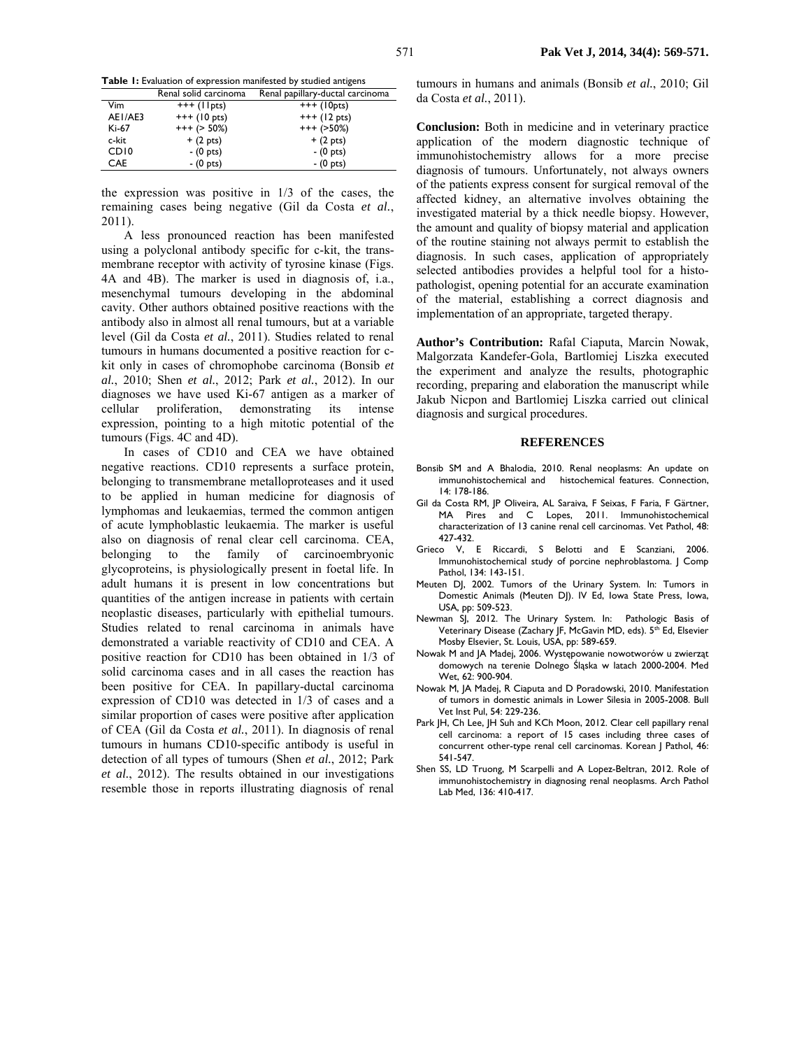**Table 1:** Evaluation of expression manifested by studied antigens

| | Renal solid carcinoma | Renal papillary-ductal carcinoma |
|---|---|---|
| Vim | +++ (11pts) | +++ (10pts) |
| AE1/AE3 | +++ (10 pts) | +++ (12 pts) |
| Ki-67 | +++ (> 50%) | +++ (>50%) |
| c-kit | + (2 pts) | + (2 pts) |
| CD10 | - (0 pts) | - (0 pts) |
| CAE | - (0 pts) | - (0 pts) |

the expression was positive in 1/3 of the cases, the remaining cases being negative (Gil da Costa *et al.*, 2011).

A less pronounced reaction has been manifested using a polyclonal antibody specific for c-kit, the trans-membrane receptor with activity of tyrosine kinase (Figs. 4A and 4B). The marker is used in diagnosis of, i.a., mesenchymal tumours developing in the abdominal cavity. Other authors obtained positive reactions with the antibody also in almost all renal tumours, but at a variable level (Gil da Costa *et al.*, 2011). Studies related to renal tumours in humans documented a positive reaction for c-kit only in cases of chromophobe carcinoma (Bonsib *et al.*, 2010; Shen *et al.*, 2012; Park *et al.*, 2012). In our diagnoses we have used Ki-67 antigen as a marker of cellular proliferation, demonstrating its intense expression, pointing to a high mitotic potential of the tumours (Figs. 4C and 4D).

In cases of CD10 and CEA we have obtained negative reactions. CD10 represents a surface protein, belonging to transmembrane metalloproteases and it used to be applied in human medicine for diagnosis of lymphomas and leukaemias, termed the common antigen of acute lymphoblastic leukaemia. The marker is useful also on diagnosis of renal clear cell carcinoma. CEA, belonging to the family of carcinoembryonic glycoproteins, is physiologically present in foetal life. In adult humans it is present in low concentrations but quantities of the antigen increase in patients with certain neoplastic diseases, particularly with epithelial tumours. Studies related to renal carcinoma in animals have demonstrated a variable reactivity of CD10 and CEA. A positive reaction for CD10 has been obtained in 1/3 of solid carcinoma cases and in all cases the reaction has been positive for CEA. In papillary-ductal carcinoma expression of CD10 was detected in 1/3 of cases and a similar proportion of cases were positive after application of CEA (Gil da Costa *et al.*, 2011). In diagnosis of renal tumours in humans CD10-specific antibody is useful in detection of all types of tumours (Shen *et al.*, 2012; Park *et al.*, 2012). The results obtained in our investigations resemble those in reports illustrating diagnosis of renal tumours in humans and animals (Bonsib *et al.*, 2010; Gil da Costa *et al.*, 2011).

**Conclusion:** Both in medicine and in veterinary practice application of the modern diagnostic technique of immunohistochemistry allows for a more precise diagnosis of tumours. Unfortunately, not always owners of the patients express consent for surgical removal of the affected kidney, an alternative involves obtaining the investigated material by a thick needle biopsy. However, the amount and quality of biopsy material and application of the routine staining not always permit to establish the diagnosis. In such cases, application of appropriately selected antibodies provides a helpful tool for a histo-pathologist, opening potential for an accurate examination of the material, establishing a correct diagnosis and implementation of an appropriate, targeted therapy.

**Author's Contribution:** Rafal Ciaputa, Marcin Nowak, Malgorzata Kandefer-Gola, Bartlomiej Liszka executed the experiment and analyze the results, photographic recording, preparing and elaboration the manuscript while Jakub Nicpon and Bartlomiej Liszka carried out clinical diagnosis and surgical procedures.

## REFERENCES

Bonsib SM and A Bhalodia, 2010. Renal neoplasms: An update on immunohistochemical and histochemical features. Connection, 14: 178-186.

Gil da Costa RM, JP Oliveira, AL Saraiva, F Seixas, F Faria, F Gärtner, MA Pires and C Lopes, 2011. Immunohistochemical characterization of 13 canine renal cell carcinomas. Vet Pathol, 48: 427-432.

Grieco V, E Riccardi, S Belotti and E Scanziani, 2006. Immunohistochemical study of porcine nephroblastoma. J Comp Pathol, 134: 143-151.

Meuten DJ, 2002. Tumors of the Urinary System. In: Tumors in Domestic Animals (Meuten DJ). IV Ed, Iowa State Press, Iowa, USA, pp: 509-523.

Newman SJ, 2012. The Urinary System. In: Pathologic Basis of Veterinary Disease (Zachary JF, McGavin MD, eds). 5th Ed, Elsevier Mosby Elsevier, St. Louis, USA, pp: 589-659.

Nowak M and JA Madej, 2006. Występowanie nowotworów u zwierząt domowych na terenie Dolnego Śląska w latach 2000-2004. Med Wet, 62: 900-904.

Nowak M, JA Madej, R Ciaputa and D Poradowski, 2010. Manifestation of tumors in domestic animals in Lower Silesia in 2005-2008. Bull Vet Inst Pul, 54: 229-236.

Park JH, Ch Lee, JH Suh and KCh Moon, 2012. Clear cell papillary renal cell carcinoma: a report of 15 cases including three cases of concurrent other-type renal cell carcinomas. Korean J Pathol, 46: 541-547.

Shen SS, LD Truong, M Scarpelli and A Lopez-Beltran, 2012. Role of immunohistochemistry in diagnosing renal neoplasms. Arch Pathol Lab Med, 136: 410-417.